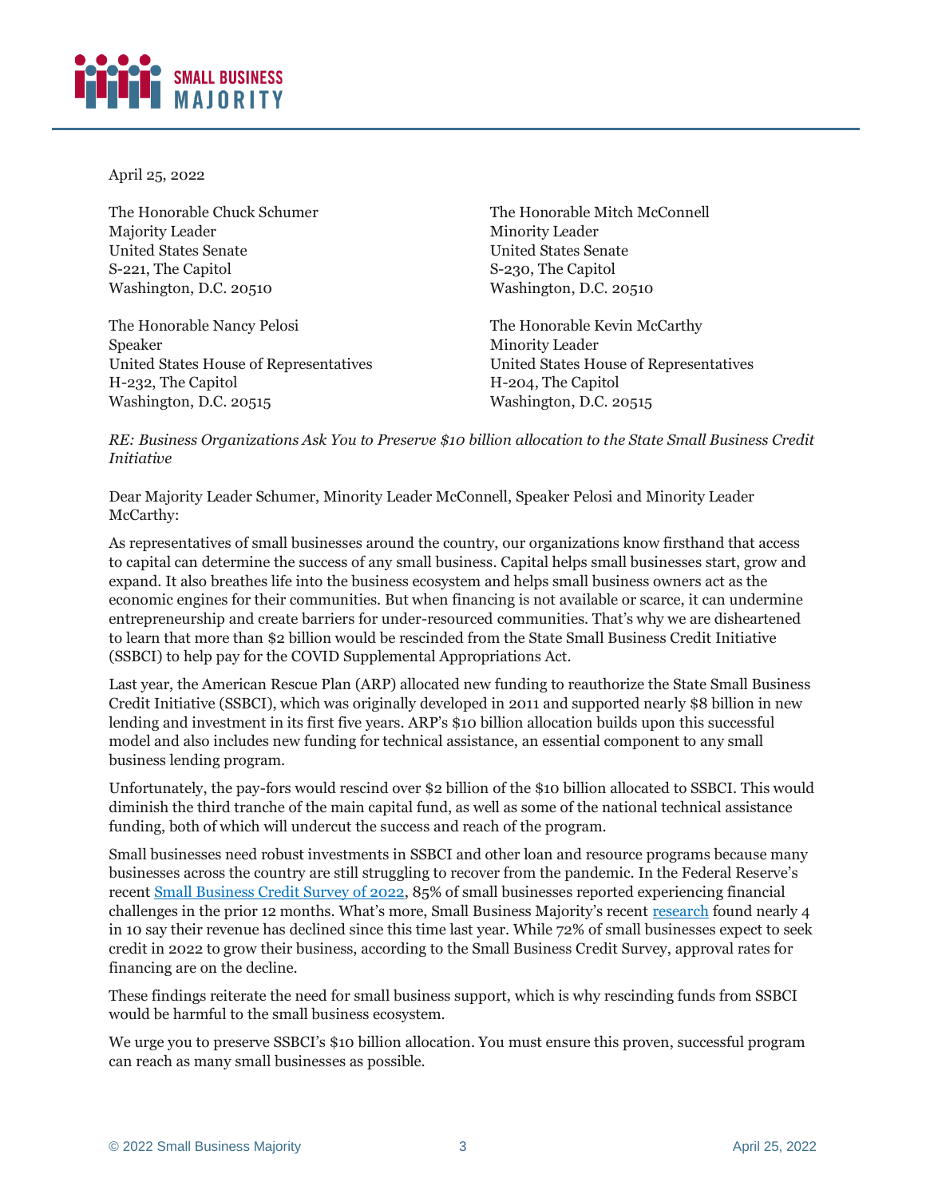April 25, 2022

The Honorable Chuck Schumer
Majority Leader
United States Senate
S-221, The Capitol
Washington, D.C. 20510

The Honorable Mitch McConnell
Minority Leader
United States Senate
S-230, The Capitol
Washington, D.C. 20510

The Honorable Nancy Pelosi
Speaker
United States House of Representatives
H-232, The Capitol
Washington, D.C. 20515

The Honorable Kevin McCarthy
Minority Leader
United States House of Representatives
H-204, The Capitol
Washington, D.C. 20515

*RE: Business Organizations Ask You to Preserve $10 billion allocation to the State Small Business Credit Initiative*

Dear Majority Leader Schumer, Minority Leader McConnell, Speaker Pelosi and Minority Leader McCarthy:

As representatives of small businesses around the country, our organizations know firsthand that access to capital can determine the success of any small business. Capital helps small businesses start, grow and expand. It also breathes life into the business ecosystem and helps small business owners act as the economic engines for their communities. But when financing is not available or scarce, it can undermine entrepreneurship and create barriers for under-resourced communities. That's why we are disheartened to learn that more than $2 billion would be rescinded from the State Small Business Credit Initiative (SSBCI) to help pay for the COVID Supplemental Appropriations Act.

Last year, the American Rescue Plan (ARP) allocated new funding to reauthorize the State Small Business Credit Initiative (SSBCI), which was originally developed in 2011 and supported nearly $8 billion in new lending and investment in its first five years. ARP's $10 billion allocation builds upon this successful model and also includes new funding for technical assistance, an essential component to any small business lending program.

Unfortunately, the pay-fors would rescind over $2 billion of the $10 billion allocated to SSBCI. This would diminish the third tranche of the main capital fund, as well as some of the national technical assistance funding, both of which will undercut the success and reach of the program.

Small businesses need robust investments in SSBCI and other loan and resource programs because many businesses across the country are still struggling to recover from the pandemic. In the Federal Reserve's recent Small Business Credit Survey of 2022, 85% of small businesses reported experiencing financial challenges in the prior 12 months. What's more, Small Business Majority's recent research found nearly 4 in 10 say their revenue has declined since this time last year. While 72% of small businesses expect to seek credit in 2022 to grow their business, according to the Small Business Credit Survey, approval rates for financing are on the decline.

These findings reiterate the need for small business support, which is why rescinding funds from SSBCI would be harmful to the small business ecosystem.

We urge you to preserve SSBCI's $10 billion allocation. You must ensure this proven, successful program can reach as many small businesses as possible.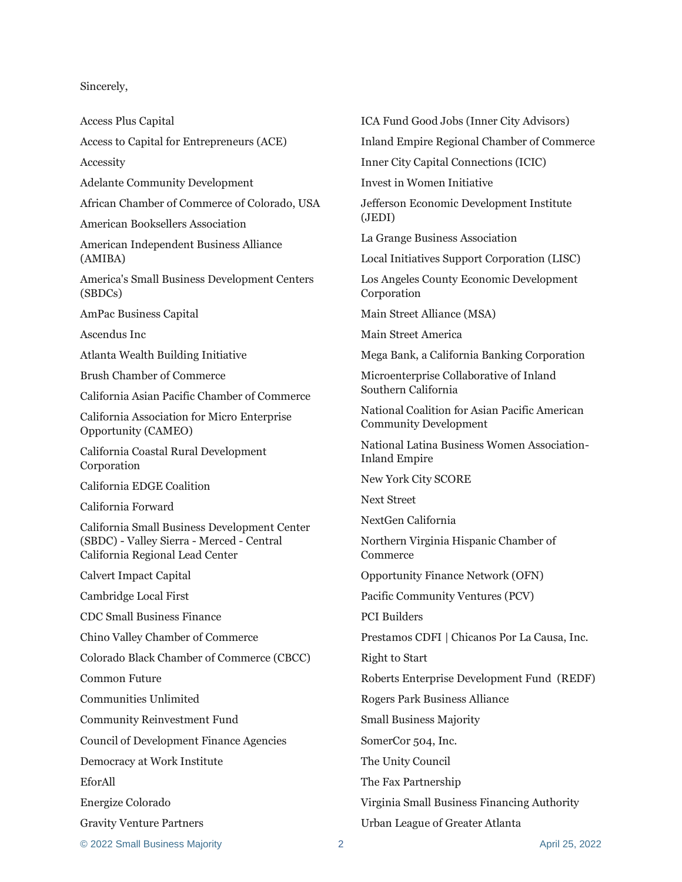Sincerely,

Access Plus Capital

Access to Capital for Entrepreneurs (ACE)

Accessity

Adelante Community Development

African Chamber of Commerce of Colorado, USA

American Booksellers Association

American Independent Business Alliance (AMIBA)

America's Small Business Development Centers (SBDCs)

AmPac Business Capital

Ascendus Inc

Atlanta Wealth Building Initiative

Brush Chamber of Commerce

California Asian Pacific Chamber of Commerce

California Association for Micro Enterprise Opportunity (CAMEO)

California Coastal Rural Development Corporation

California EDGE Coalition

California Forward

California Small Business Development Center (SBDC) - Valley Sierra - Merced - Central California Regional Lead Center

Calvert Impact Capital

Cambridge Local First

CDC Small Business Finance

Chino Valley Chamber of Commerce

Colorado Black Chamber of Commerce (CBCC)

Common Future

Communities Unlimited

Community Reinvestment Fund

Council of Development Finance Agencies

Democracy at Work Institute

EforAll

Energize Colorado

Gravity Venture Partners

ICA Fund Good Jobs (Inner City Advisors)

Inland Empire Regional Chamber of Commerce

Inner City Capital Connections (ICIC)

Invest in Women Initiative

Jefferson Economic Development Institute (JEDI)

La Grange Business Association

Local Initiatives Support Corporation (LISC)

Los Angeles County Economic Development Corporation

Main Street Alliance (MSA)

Main Street America

Mega Bank, a California Banking Corporation

Microenterprise Collaborative of Inland Southern California

National Coalition for Asian Pacific American Community Development

National Latina Business Women Association-Inland Empire

New York City SCORE

Next Street

NextGen California

Northern Virginia Hispanic Chamber of Commerce

Opportunity Finance Network (OFN)

Pacific Community Ventures (PCV)

PCI Builders

Prestamos CDFI | Chicanos Por La Causa, Inc.

Right to Start

Roberts Enterprise Development Fund (REDF)

Rogers Park Business Alliance

Small Business Majority

SomerCor 504, Inc.

The Unity Council

The Fax Partnership

Virginia Small Business Financing Authority

Urban League of Greater Atlanta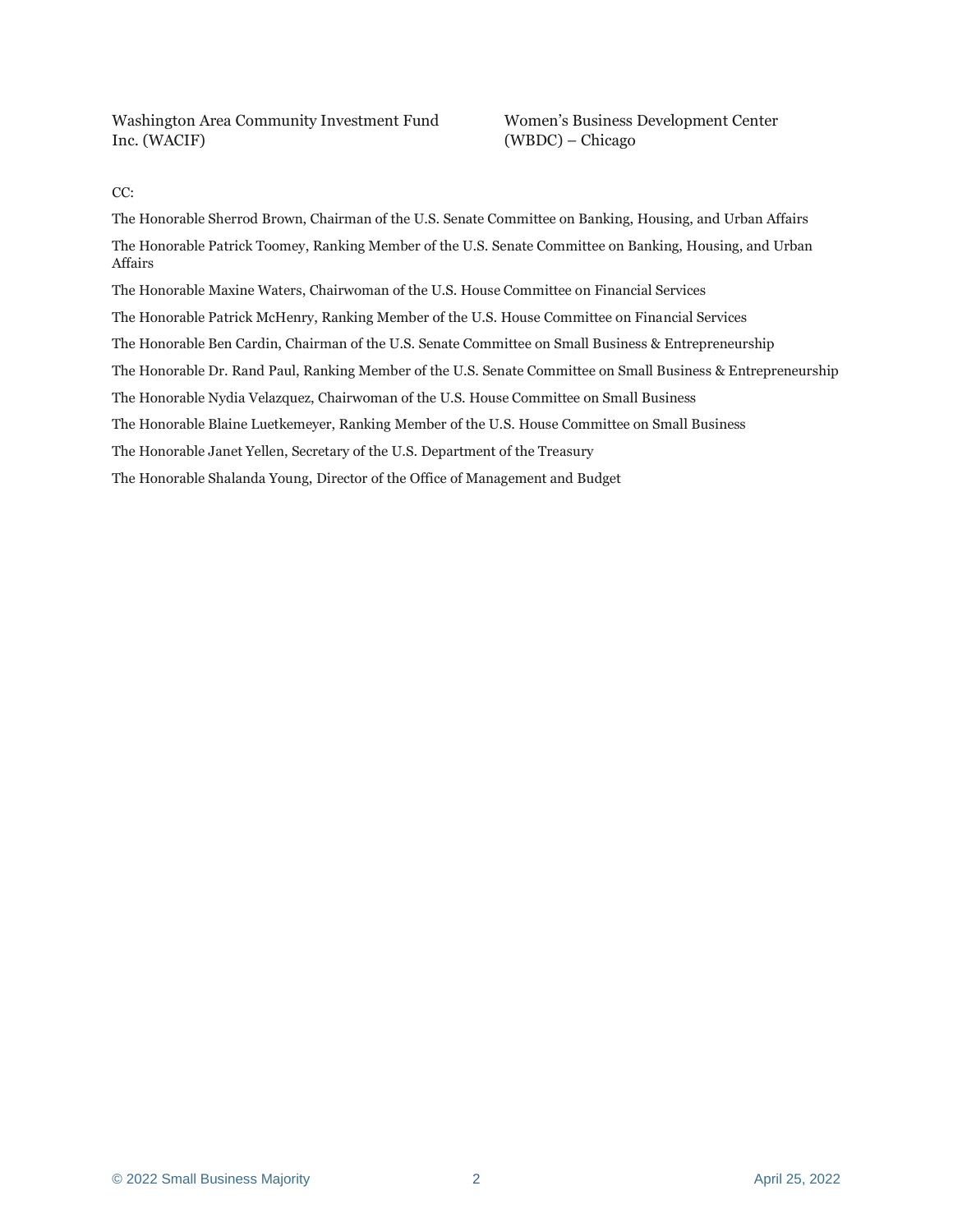Washington Area Community Investment Fund Inc. (WACIF)

Women's Business Development Center (WBDC) – Chicago

CC:

The Honorable Sherrod Brown, Chairman of the U.S. Senate Committee on Banking, Housing, and Urban Affairs

The Honorable Patrick Toomey, Ranking Member of the U.S. Senate Committee on Banking, Housing, and Urban Affairs

The Honorable Maxine Waters, Chairwoman of the U.S. House Committee on Financial Services

The Honorable Patrick McHenry, Ranking Member of the U.S. House Committee on Financial Services

The Honorable Ben Cardin, Chairman of the U.S. Senate Committee on Small Business & Entrepreneurship

The Honorable Dr. Rand Paul, Ranking Member of the U.S. Senate Committee on Small Business & Entrepreneurship

The Honorable Nydia Velazquez, Chairwoman of the U.S. House Committee on Small Business

The Honorable Blaine Luetkemeyer, Ranking Member of the U.S. House Committee on Small Business

The Honorable Janet Yellen, Secretary of the U.S. Department of the Treasury

The Honorable Shalanda Young, Director of the Office of Management and Budget